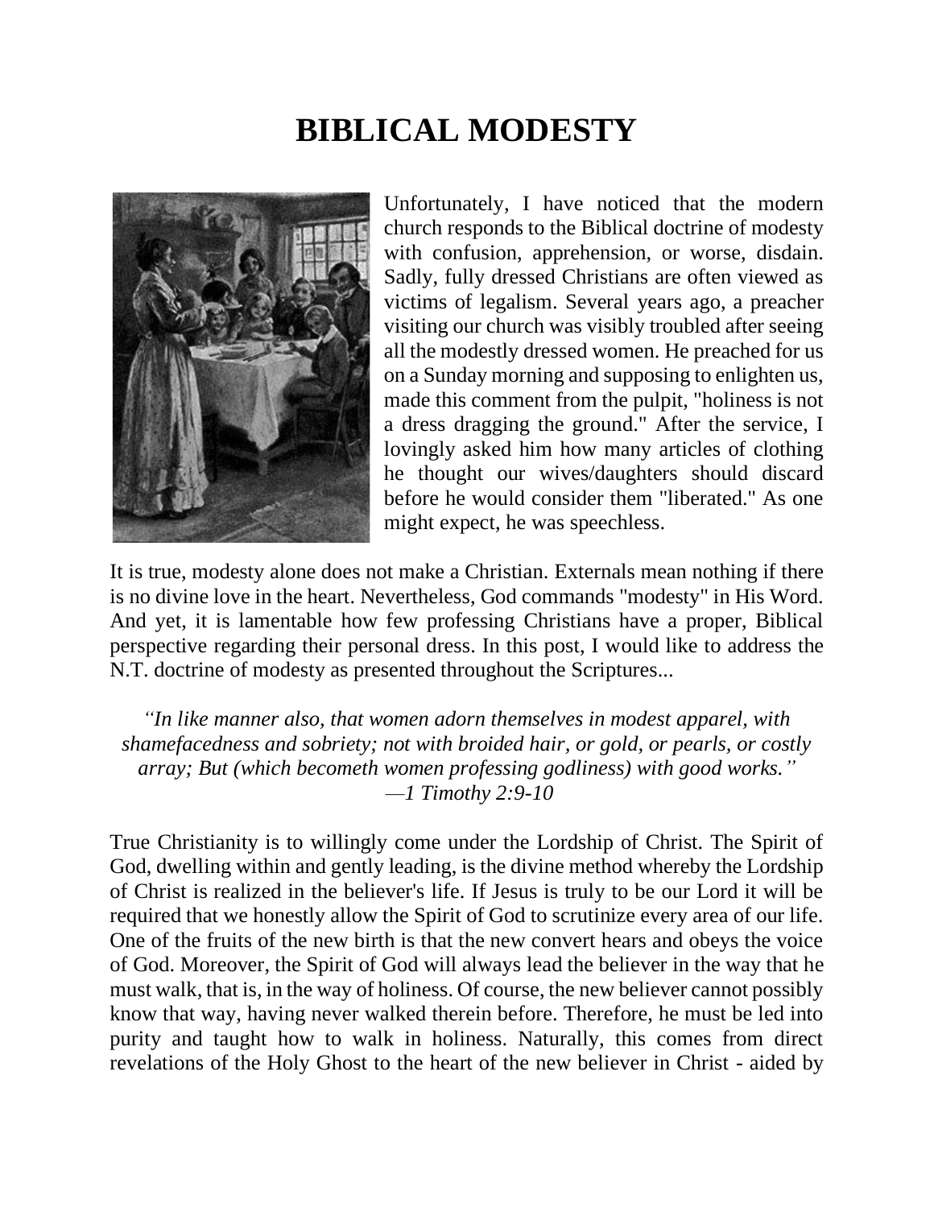# BIBLICAL MODESTY

Unfortunately, I have noticed that the modern church responds to the Biblical doctrine of modesty with confusion, apprehension, or worse, disdain. Sadly, fully dressed Christians are often viewed as victims of legalism. Several years ago, a preacher visiting our church was visibly troubled after seeing all the modestly dressed women. He preached for us on a Sunday morning and supposing to enlighten us, made this comment from the pulpit, "holiness is not a dress dragging the ground." After the service, I lovingly asked him how many articles of clothing he thought our wives/daughters should discard before he would consider them "liberated." As one might expect, he was speechless.

It is true, modesty alone does not make a Christian. Externals mean nothing if there is no divine love in the heart. Nevertheless, God commands "modesty" in His Word. And yet, it is lamentable how few professing Christians have a proper, Biblical perspective regarding their personal dress. In this post, I would like to address the N.T. doctrine of modesty as presented throughout the Scriptures...

*"In like manner also, that women adorn themselves in modest apparel, with shamefacedness and sobriety; not with broided hair, or gold, or pearls, or costly array; But (which becometh women professing godliness) with good works."*
*—1 Timothy 2:9-10*

True Christianity is to willingly come under the Lordship of Christ. The Spirit of God, dwelling within and gently leading, is the divine method whereby the Lordship of Christ is realized in the believer's life. If Jesus is truly to be our Lord it will be required that we honestly allow the Spirit of God to scrutinize every area of our life. One of the fruits of the new birth is that the new convert hears and obeys the voice of God. Moreover, the Spirit of God will always lead the believer in the way that he must walk, that is, in the way of holiness. Of course, the new believer cannot possibly know that way, having never walked therein before. Therefore, he must be led into purity and taught how to walk in holiness. Naturally, this comes from direct revelations of the Holy Ghost to the heart of the new believer in Christ - aided by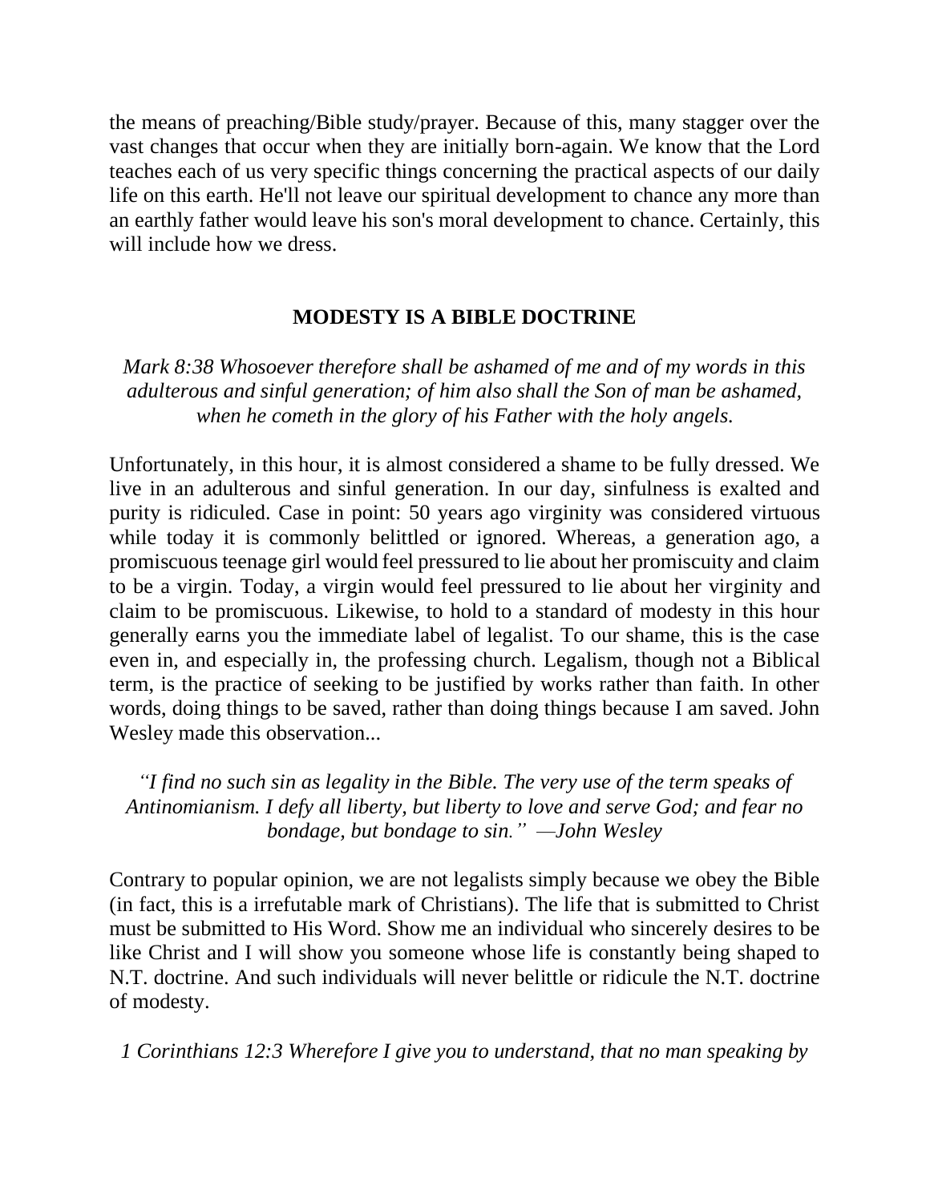the means of preaching/Bible study/prayer. Because of this, many stagger over the vast changes that occur when they are initially born-again. We know that the Lord teaches each of us very specific things concerning the practical aspects of our daily life on this earth. He'll not leave our spiritual development to chance any more than an earthly father would leave his son's moral development to chance. Certainly, this will include how we dress.

## MODESTY IS A BIBLE DOCTRINE

*Mark 8:38 Whosoever therefore shall be ashamed of me and of my words in this adulterous and sinful generation; of him also shall the Son of man be ashamed, when he cometh in the glory of his Father with the holy angels.*

Unfortunately, in this hour, it is almost considered a shame to be fully dressed. We live in an adulterous and sinful generation. In our day, sinfulness is exalted and purity is ridiculed. Case in point: 50 years ago virginity was considered virtuous while today it is commonly belittled or ignored. Whereas, a generation ago, a promiscuous teenage girl would feel pressured to lie about her promiscuity and claim to be a virgin. Today, a virgin would feel pressured to lie about her virginity and claim to be promiscuous. Likewise, to hold to a standard of modesty in this hour generally earns you the immediate label of legalist. To our shame, this is the case even in, and especially in, the professing church. Legalism, though not a Biblical term, is the practice of seeking to be justified by works rather than faith. In other words, doing things to be saved, rather than doing things because I am saved. John Wesley made this observation...

*"I find no such sin as legality in the Bible. The very use of the term speaks of Antinomianism. I defy all liberty, but liberty to love and serve God; and fear no bondage, but bondage to sin." —John Wesley*

Contrary to popular opinion, we are not legalists simply because we obey the Bible (in fact, this is a irrefutable mark of Christians). The life that is submitted to Christ must be submitted to His Word. Show me an individual who sincerely desires to be like Christ and I will show you someone whose life is constantly being shaped to N.T. doctrine. And such individuals will never belittle or ridicule the N.T. doctrine of modesty.

*1 Corinthians 12:3 Wherefore I give you to understand, that no man speaking by*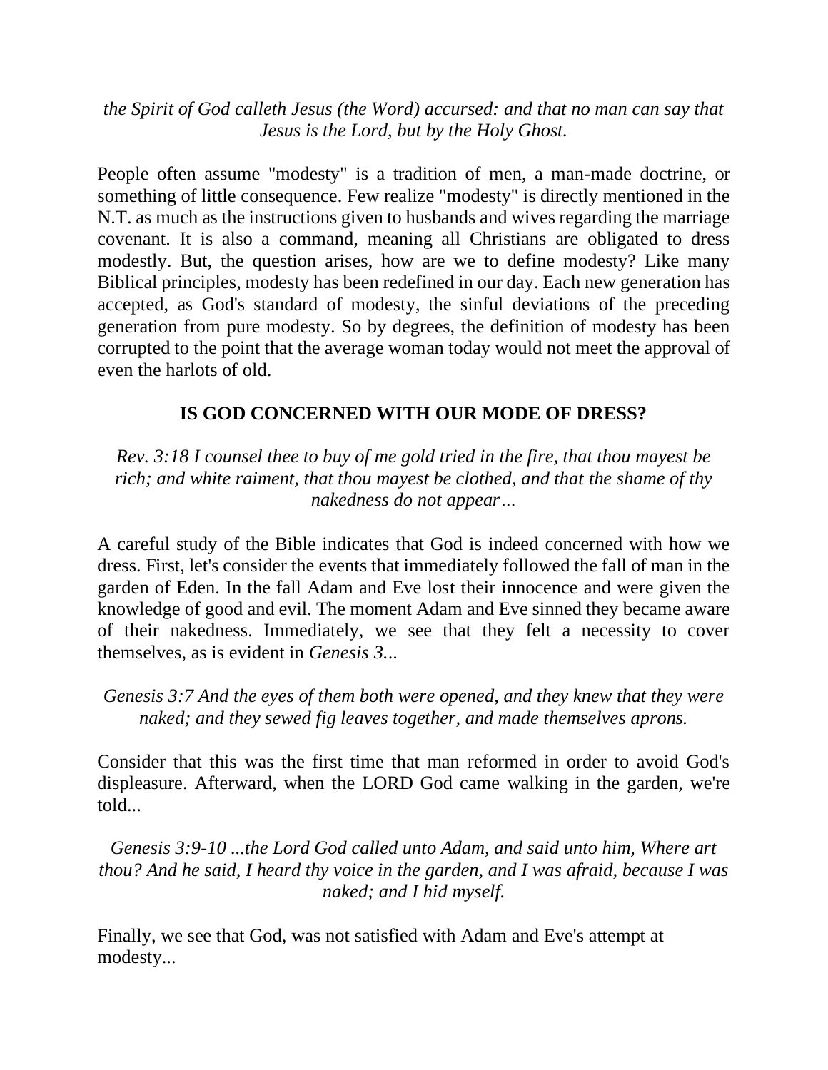*the Spirit of God calleth Jesus (the Word) accursed: and that no man can say that Jesus is the Lord, but by the Holy Ghost.*

People often assume "modesty" is a tradition of men, a man-made doctrine, or something of little consequence. Few realize "modesty" is directly mentioned in the N.T. as much as the instructions given to husbands and wives regarding the marriage covenant. It is also a command, meaning all Christians are obligated to dress modestly. But, the question arises, how are we to define modesty? Like many Biblical principles, modesty has been redefined in our day. Each new generation has accepted, as God's standard of modesty, the sinful deviations of the preceding generation from pure modesty. So by degrees, the definition of modesty has been corrupted to the point that the average woman today would not meet the approval of even the harlots of old.

## IS GOD CONCERNED WITH OUR MODE OF DRESS?

*Rev. 3:18 I counsel thee to buy of me gold tried in the fire, that thou mayest be rich; and white raiment, that thou mayest be clothed, and that the shame of thy nakedness do not appear…*

A careful study of the Bible indicates that God is indeed concerned with how we dress. First, let's consider the events that immediately followed the fall of man in the garden of Eden. In the fall Adam and Eve lost their innocence and were given the knowledge of good and evil. The moment Adam and Eve sinned they became aware of their nakedness. Immediately, we see that they felt a necessity to cover themselves, as is evident in *Genesis 3...*

*Genesis 3:7 And the eyes of them both were opened, and they knew that they were naked; and they sewed fig leaves together, and made themselves aprons.*

Consider that this was the first time that man reformed in order to avoid God's displeasure. Afterward, when the LORD God came walking in the garden, we're told...

*Genesis 3:9-10 ...the Lord God called unto Adam, and said unto him, Where art thou? And he said, I heard thy voice in the garden, and I was afraid, because I was naked; and I hid myself.*

Finally, we see that God, was not satisfied with Adam and Eve's attempt at modesty...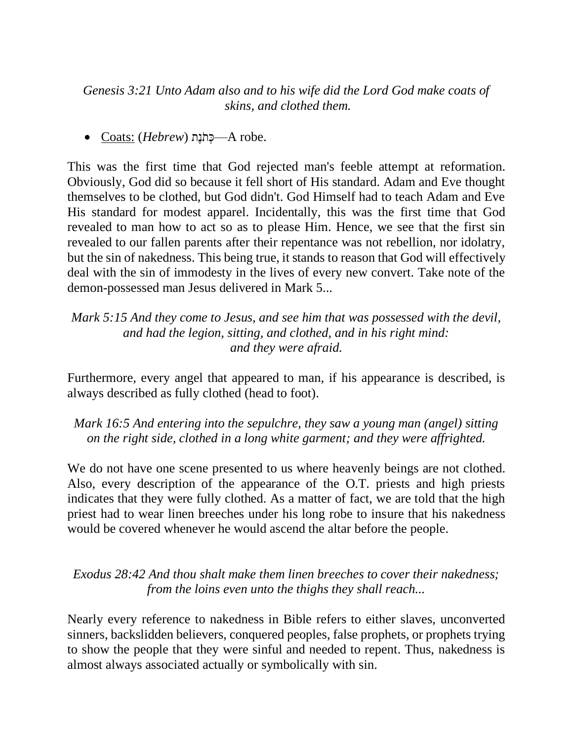*Genesis 3:21 Unto Adam also and to his wife did the Lord God make coats of skins, and clothed them.*

- Coats: (*Hebrew*) כְּתֹנֶת—A robe.

This was the first time that God rejected man's feeble attempt at reformation. Obviously, God did so because it fell short of His standard. Adam and Eve thought themselves to be clothed, but God didn't. God Himself had to teach Adam and Eve His standard for modest apparel. Incidentally, this was the first time that God revealed to man how to act so as to please Him. Hence, we see that the first sin revealed to our fallen parents after their repentance was not rebellion, nor idolatry, but the sin of nakedness. This being true, it stands to reason that God will effectively deal with the sin of immodesty in the lives of every new convert. Take note of the demon-possessed man Jesus delivered in Mark 5...

*Mark 5:15 And they come to Jesus, and see him that was possessed with the devil, and had the legion, sitting, and clothed, and in his right mind: and they were afraid.*

Furthermore, every angel that appeared to man, if his appearance is described, is always described as fully clothed (head to foot).

*Mark 16:5 And entering into the sepulchre, they saw a young man (angel) sitting on the right side, clothed in a long white garment; and they were affrighted.*

We do not have one scene presented to us where heavenly beings are not clothed. Also, every description of the appearance of the O.T. priests and high priests indicates that they were fully clothed. As a matter of fact, we are told that the high priest had to wear linen breeches under his long robe to insure that his nakedness would be covered whenever he would ascend the altar before the people.

*Exodus 28:42 And thou shalt make them linen breeches to cover their nakedness; from the loins even unto the thighs they shall reach...*

Nearly every reference to nakedness in Bible refers to either slaves, unconverted sinners, backslidden believers, conquered peoples, false prophets, or prophets trying to show the people that they were sinful and needed to repent. Thus, nakedness is almost always associated actually or symbolically with sin.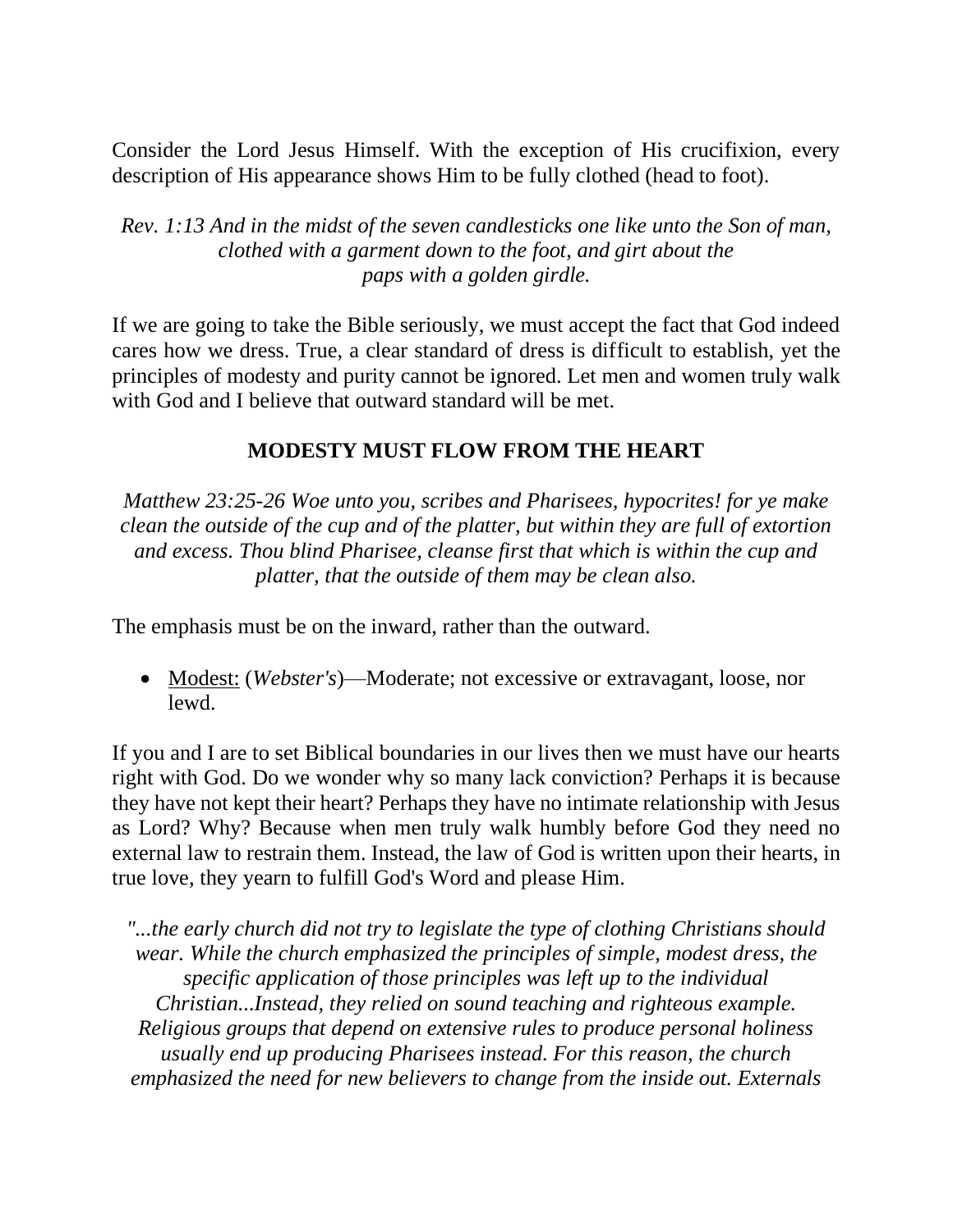Consider the Lord Jesus Himself. With the exception of His crucifixion, every description of His appearance shows Him to be fully clothed (head to foot).

*Rev. 1:13 And in the midst of the seven candlesticks one like unto the Son of man, clothed with a garment down to the foot, and girt about the paps with a golden girdle.*

If we are going to take the Bible seriously, we must accept the fact that God indeed cares how we dress. True, a clear standard of dress is difficult to establish, yet the principles of modesty and purity cannot be ignored. Let men and women truly walk with God and I believe that outward standard will be met.

## MODESTY MUST FLOW FROM THE HEART

*Matthew 23:25-26 Woe unto you, scribes and Pharisees, hypocrites! for ye make clean the outside of the cup and of the platter, but within they are full of extortion and excess. Thou blind Pharisee, cleanse first that which is within the cup and platter, that the outside of them may be clean also.*

The emphasis must be on the inward, rather than the outward.

- Modest: (*Webster's*)—Moderate; not excessive or extravagant, loose, nor lewd.

If you and I are to set Biblical boundaries in our lives then we must have our hearts right with God. Do we wonder why so many lack conviction? Perhaps it is because they have not kept their heart? Perhaps they have no intimate relationship with Jesus as Lord? Why? Because when men truly walk humbly before God they need no external law to restrain them. Instead, the law of God is written upon their hearts, in true love, they yearn to fulfill God's Word and please Him.

*"...the early church did not try to legislate the type of clothing Christians should wear. While the church emphasized the principles of simple, modest dress, the specific application of those principles was left up to the individual Christian...Instead, they relied on sound teaching and righteous example. Religious groups that depend on extensive rules to produce personal holiness usually end up producing Pharisees instead. For this reason, the church emphasized the need for new believers to change from the inside out. Externals*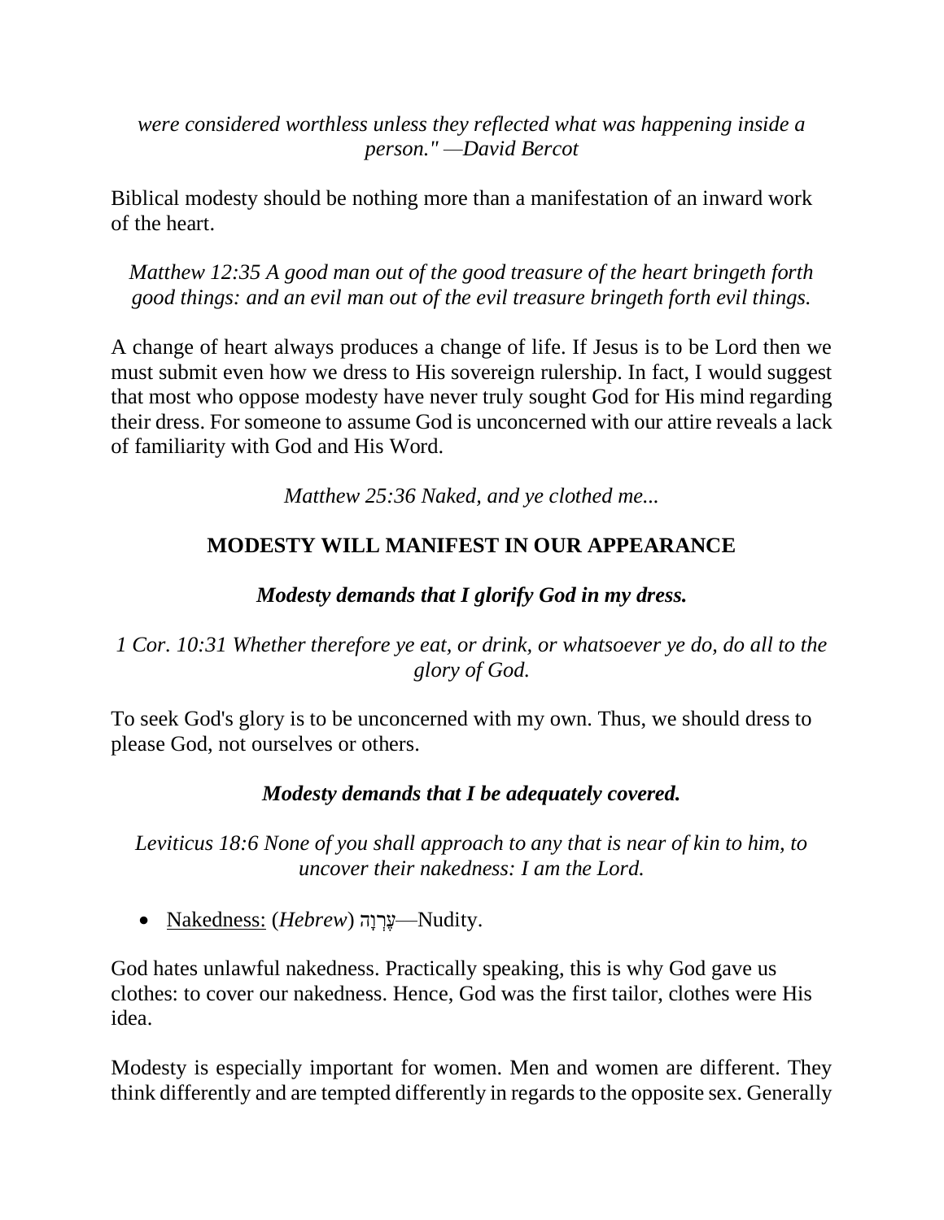*were considered worthless unless they reflected what was happening inside a person." —David Bercot*

Biblical modesty should be nothing more than a manifestation of an inward work of the heart.

*Matthew 12:35 A good man out of the good treasure of the heart bringeth forth good things: and an evil man out of the evil treasure bringeth forth evil things.*

A change of heart always produces a change of life. If Jesus is to be Lord then we must submit even how we dress to His sovereign rulership. In fact, I would suggest that most who oppose modesty have never truly sought God for His mind regarding their dress. For someone to assume God is unconcerned with our attire reveals a lack of familiarity with God and His Word.

*Matthew 25:36 Naked, and ye clothed me...*

## MODESTY WILL MANIFEST IN OUR APPEARANCE

***Modesty demands that I glorify God in my dress.***

*1 Cor. 10:31 Whether therefore ye eat, or drink, or whatsoever ye do, do all to the glory of God.*

To seek God's glory is to be unconcerned with my own. Thus, we should dress to please God, not ourselves or others.

***Modesty demands that I be adequately covered.***

*Leviticus 18:6 None of you shall approach to any that is near of kin to him, to uncover their nakedness: I am the Lord.*

- Nakedness: (*Hebrew*) עֶרְוָה—Nudity.

God hates unlawful nakedness. Practically speaking, this is why God gave us clothes: to cover our nakedness. Hence, God was the first tailor, clothes were His idea.

Modesty is especially important for women. Men and women are different. They think differently and are tempted differently in regards to the opposite sex. Generally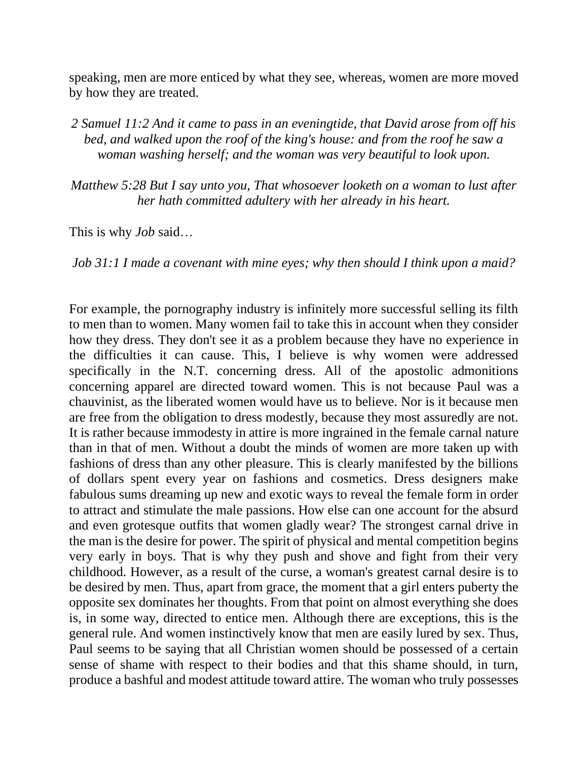speaking, men are more enticed by what they see, whereas, women are more moved by how they are treated.

*2 Samuel 11:2 And it came to pass in an eveningtide, that David arose from off his bed, and walked upon the roof of the king's house: and from the roof he saw a woman washing herself; and the woman was very beautiful to look upon.*

*Matthew 5:28 But I say unto you, That whosoever looketh on a woman to lust after her hath committed adultery with her already in his heart.*

This is why *Job* said…

*Job 31:1 I made a covenant with mine eyes; why then should I think upon a maid?*

For example, the pornography industry is infinitely more successful selling its filth to men than to women. Many women fail to take this in account when they consider how they dress. They don't see it as a problem because they have no experience in the difficulties it can cause. This, I believe is why women were addressed specifically in the N.T. concerning dress. All of the apostolic admonitions concerning apparel are directed toward women. This is not because Paul was a chauvinist, as the liberated women would have us to believe. Nor is it because men are free from the obligation to dress modestly, because they most assuredly are not. It is rather because immodesty in attire is more ingrained in the female carnal nature than in that of men. Without a doubt the minds of women are more taken up with fashions of dress than any other pleasure. This is clearly manifested by the billions of dollars spent every year on fashions and cosmetics. Dress designers make fabulous sums dreaming up new and exotic ways to reveal the female form in order to attract and stimulate the male passions. How else can one account for the absurd and even grotesque outfits that women gladly wear? The strongest carnal drive in the man is the desire for power. The spirit of physical and mental competition begins very early in boys. That is why they push and shove and fight from their very childhood. However, as a result of the curse, a woman's greatest carnal desire is to be desired by men. Thus, apart from grace, the moment that a girl enters puberty the opposite sex dominates her thoughts. From that point on almost everything she does is, in some way, directed to entice men. Although there are exceptions, this is the general rule. And women instinctively know that men are easily lured by sex. Thus, Paul seems to be saying that all Christian women should be possessed of a certain sense of shame with respect to their bodies and that this shame should, in turn, produce a bashful and modest attitude toward attire. The woman who truly possesses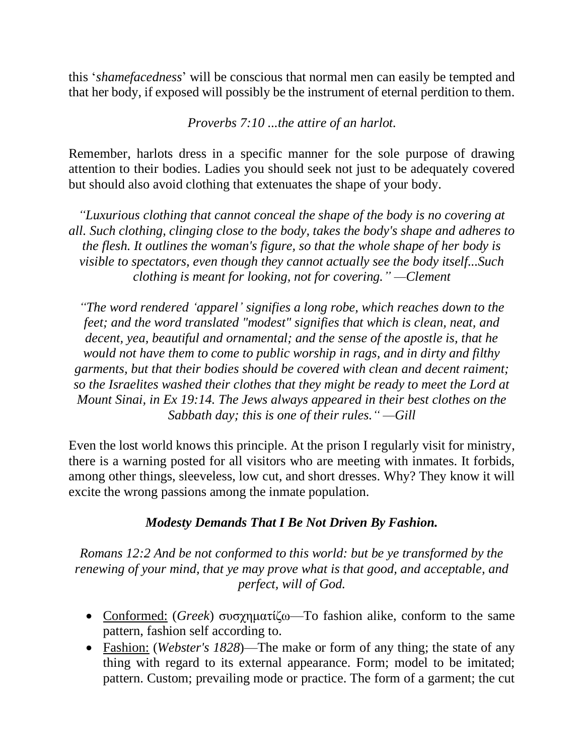this '*shamefacedness*' will be conscious that normal men can easily be tempted and that her body, if exposed will possibly be the instrument of eternal perdition to them.

*Proverbs 7:10 ...the attire of an harlot.*

Remember, harlots dress in a specific manner for the sole purpose of drawing attention to their bodies. Ladies you should seek not just to be adequately covered but should also avoid clothing that extenuates the shape of your body.

*"Luxurious clothing that cannot conceal the shape of the body is no covering at all. Such clothing, clinging close to the body, takes the body's shape and adheres to the flesh. It outlines the woman's figure, so that the whole shape of her body is visible to spectators, even though they cannot actually see the body itself...Such clothing is meant for looking, not for covering." —Clement*

*"The word rendered 'apparel' signifies a long robe, which reaches down to the feet; and the word translated "modest" signifies that which is clean, neat, and decent, yea, beautiful and ornamental; and the sense of the apostle is, that he would not have them to come to public worship in rags, and in dirty and filthy garments, but that their bodies should be covered with clean and decent raiment; so the Israelites washed their clothes that they might be ready to meet the Lord at Mount Sinai, in Ex 19:14. The Jews always appeared in their best clothes on the Sabbath day; this is one of their rules." —Gill*

Even the lost world knows this principle. At the prison I regularly visit for ministry, there is a warning posted for all visitors who are meeting with inmates. It forbids, among other things, sleeveless, low cut, and short dresses. Why? They know it will excite the wrong passions among the inmate population.

### *Modesty Demands That I Be Not Driven By Fashion.*

*Romans 12:2 And be not conformed to this world: but be ye transformed by the renewing of your mind, that ye may prove what is that good, and acceptable, and perfect, will of God.*

- Conformed: (*Greek*) συσχηματίζω—To fashion alike, conform to the same pattern, fashion self according to.
- Fashion: (*Webster's 1828*)—The make or form of any thing; the state of any thing with regard to its external appearance. Form; model to be imitated; pattern. Custom; prevailing mode or practice. The form of a garment; the cut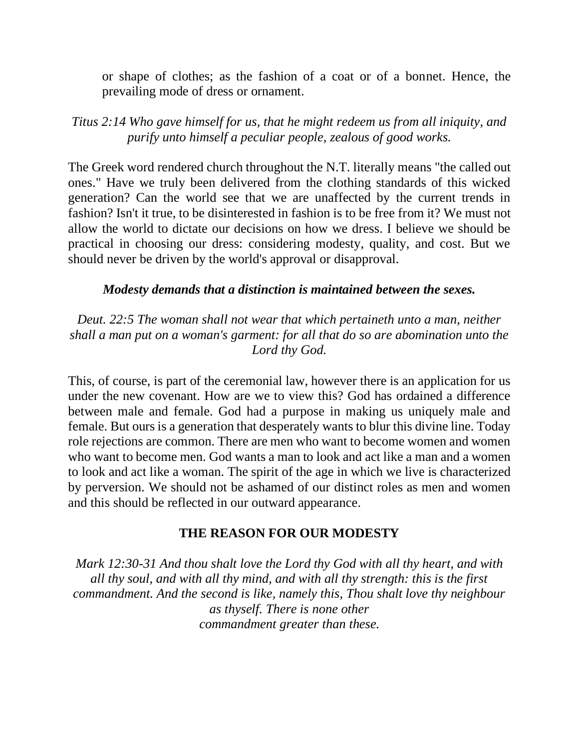or shape of clothes; as the fashion of a coat or of a bonnet. Hence, the prevailing mode of dress or ornament.

*Titus 2:14 Who gave himself for us, that he might redeem us from all iniquity, and purify unto himself a peculiar people, zealous of good works.*

The Greek word rendered church throughout the N.T. literally means "the called out ones." Have we truly been delivered from the clothing standards of this wicked generation? Can the world see that we are unaffected by the current trends in fashion? Isn't it true, to be disinterested in fashion is to be free from it? We must not allow the world to dictate our decisions on how we dress. I believe we should be practical in choosing our dress: considering modesty, quality, and cost. But we should never be driven by the world's approval or disapproval.

***Modesty demands that a distinction is maintained between the sexes.***

*Deut. 22:5 The woman shall not wear that which pertaineth unto a man, neither shall a man put on a woman's garment: for all that do so are abomination unto the Lord thy God.*

This, of course, is part of the ceremonial law, however there is an application for us under the new covenant. How are we to view this? God has ordained a difference between male and female. God had a purpose in making us uniquely male and female. But ours is a generation that desperately wants to blur this divine line. Today role rejections are common. There are men who want to become women and women who want to become men. God wants a man to look and act like a man and a women to look and act like a woman. The spirit of the age in which we live is characterized by perversion. We should not be ashamed of our distinct roles as men and women and this should be reflected in our outward appearance.

## THE REASON FOR OUR MODESTY

*Mark 12:30-31 And thou shalt love the Lord thy God with all thy heart, and with all thy soul, and with all thy mind, and with all thy strength: this is the first commandment. And the second is like, namely this, Thou shalt love thy neighbour as thyself. There is none other commandment greater than these.*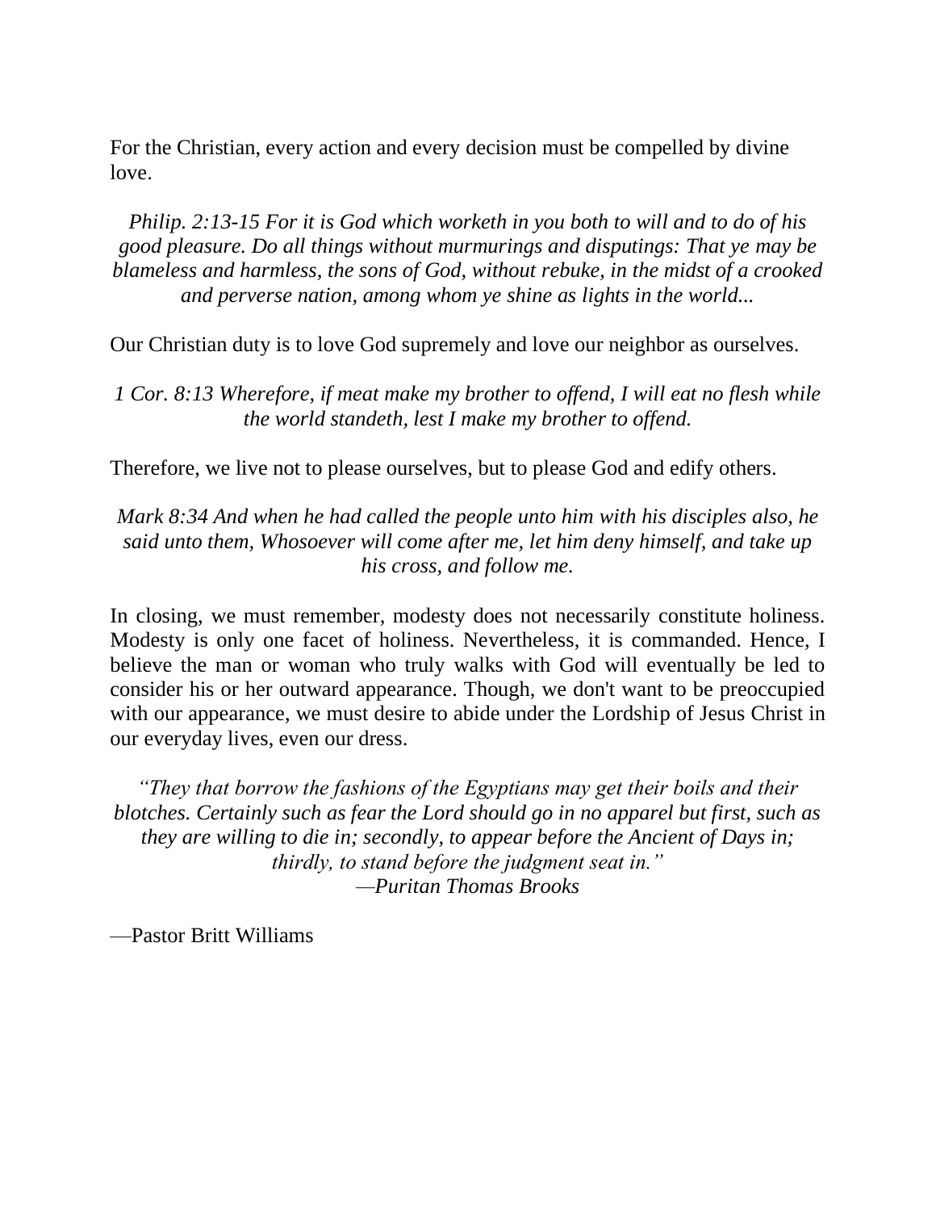For the Christian, every action and every decision must be compelled by divine love.

*Philip. 2:13-15 For it is God which worketh in you both to will and to do of his good pleasure. Do all things without murmurings and disputings: That ye may be blameless and harmless, the sons of God, without rebuke, in the midst of a crooked and perverse nation, among whom ye shine as lights in the world...*

Our Christian duty is to love God supremely and love our neighbor as ourselves.

*1 Cor. 8:13 Wherefore, if meat make my brother to offend, I will eat no flesh while the world standeth, lest I make my brother to offend.*

Therefore, we live not to please ourselves, but to please God and edify others.

*Mark 8:34 And when he had called the people unto him with his disciples also, he said unto them, Whosoever will come after me, let him deny himself, and take up his cross, and follow me.*

In closing, we must remember, modesty does not necessarily constitute holiness. Modesty is only one facet of holiness. Nevertheless, it is commanded. Hence, I believe the man or woman who truly walks with God will eventually be led to consider his or her outward appearance. Though, we don't want to be preoccupied with our appearance, we must desire to abide under the Lordship of Jesus Christ in our everyday lives, even our dress.

*"They that borrow the fashions of the Egyptians may get their boils and their blotches. Certainly such as fear the Lord should go in no apparel but first, such as they are willing to die in; secondly, to appear before the Ancient of Days in; thirdly, to stand before the judgment seat in."*
*—Puritan Thomas Brooks*

—Pastor Britt Williams